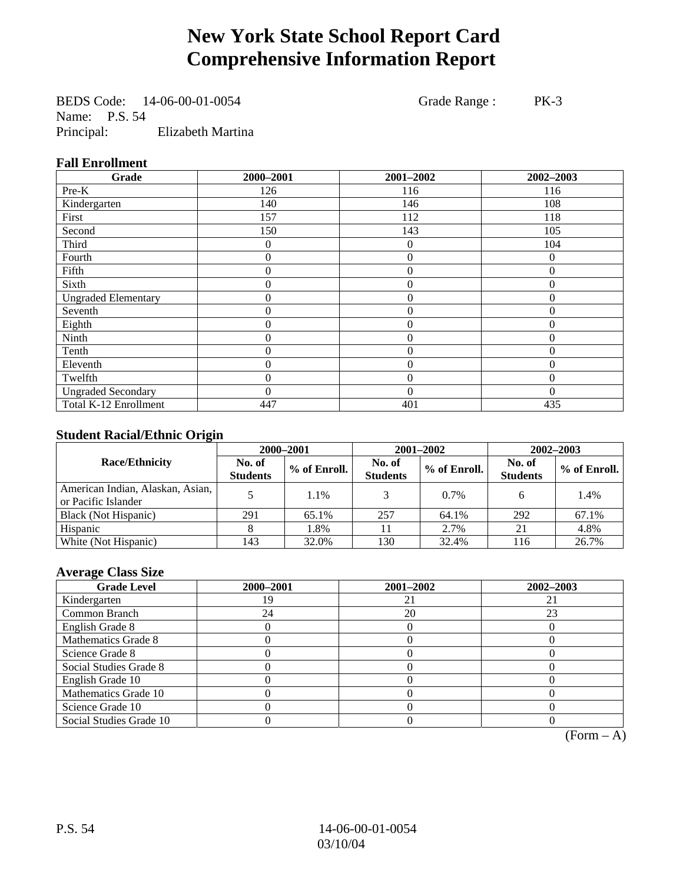# New York State School Report Card
# Comprehensive Information Report

BEDS Code: 14-06-00-01-0054 Grade Range : PK-3
Name: P.S. 54
Principal: Elizabeth Martina

### Fall Enrollment

| Grade | 2000–2001 | 2001–2002 | 2002–2003 |
|---|---|---|---|
| Pre-K | 126 | 116 | 116 |
| Kindergarten | 140 | 146 | 108 |
| First | 157 | 112 | 118 |
| Second | 150 | 143 | 105 |
| Third | 0 | 0 | 104 |
| Fourth | 0 | 0 | 0 |
| Fifth | 0 | 0 | 0 |
| Sixth | 0 | 0 | 0 |
| Ungraded Elementary | 0 | 0 | 0 |
| Seventh | 0 | 0 | 0 |
| Eighth | 0 | 0 | 0 |
| Ninth | 0 | 0 | 0 |
| Tenth | 0 | 0 | 0 |
| Eleventh | 0 | 0 | 0 |
| Twelfth | 0 | 0 | 0 |
| Ungraded Secondary | 0 | 0 | 0 |
| Total K-12 Enrollment | 447 | 401 | 435 |

### Student Racial/Ethnic Origin

| Race/Ethnicity | 2000–2001 | | 2001–2002 | | 2002–2003 | |
|---|---|---|---|---|---|---|
| | No. of Students | % of Enroll. | No. of Students | % of Enroll. | No. of Students | % of Enroll. |
| American Indian, Alaskan, Asian, or Pacific Islander | 5 | 1.1% | 3 | 0.7% | 6 | 1.4% |
| Black (Not Hispanic) | 291 | 65.1% | 257 | 64.1% | 292 | 67.1% |
| Hispanic | 8 | 1.8% | 11 | 2.7% | 21 | 4.8% |
| White (Not Hispanic) | 143 | 32.0% | 130 | 32.4% | 116 | 26.7% |

### Average Class Size

| Grade Level | 2000–2001 | 2001–2002 | 2002–2003 |
|---|---|---|---|
| Kindergarten | 19 | 21 | 21 |
| Common Branch | 24 | 20 | 23 |
| English Grade 8 | 0 | 0 | 0 |
| Mathematics Grade 8 | 0 | 0 | 0 |
| Science Grade 8 | 0 | 0 | 0 |
| Social Studies Grade 8 | 0 | 0 | 0 |
| English Grade 10 | 0 | 0 | 0 |
| Mathematics Grade 10 | 0 | 0 | 0 |
| Science Grade 10 | 0 | 0 | 0 |
| Social Studies Grade 10 | 0 | 0 | 0 |

(Form – A)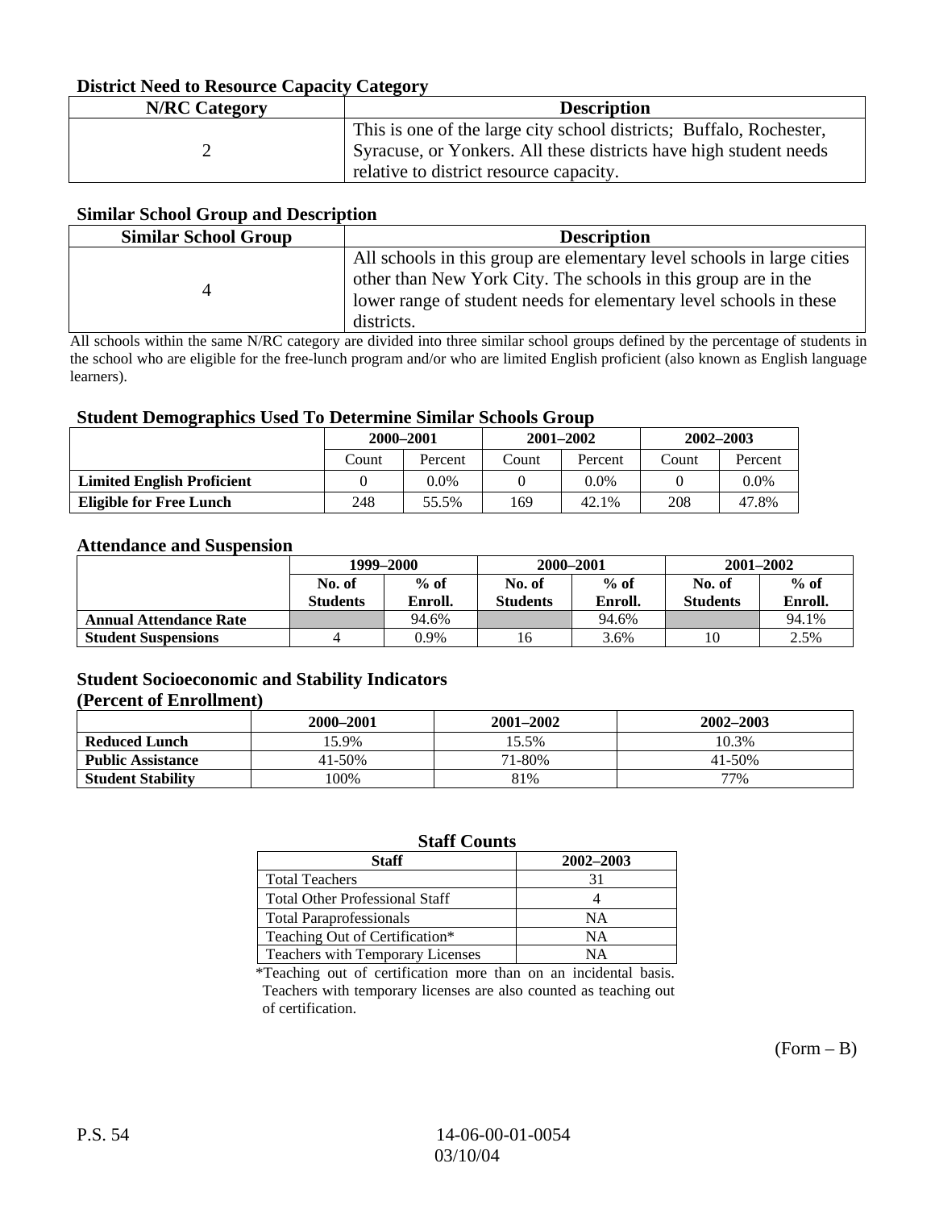### District Need to Resource Capacity Category

| N/RC Category | Description |
| --- | --- |
| 2 | This is one of the large city school districts; Buffalo, Rochester, Syracuse, or Yonkers. All these districts have high student needs relative to district resource capacity. |

### Similar School Group and Description

| Similar School Group | Description |
| --- | --- |
| 4 | All schools in this group are elementary level schools in large cities other than New York City. The schools in this group are in the lower range of student needs for elementary level schools in these districts. |

All schools within the same N/RC category are divided into three similar school groups defined by the percentage of students in the school who are eligible for the free-lunch program and/or who are limited English proficient (also known as English language learners).

### Student Demographics Used To Determine Similar Schools Group

| | 2000–2001 | | 2001–2002 | | 2002–2003 | |
| --- | --- | --- | --- | --- | --- | --- |
| | Count | Percent | Count | Percent | Count | Percent |
| **Limited English Proficient** | 0 | 0.0% | 0 | 0.0% | 0 | 0.0% |
| **Eligible for Free Lunch** | 248 | 55.5% | 169 | 42.1% | 208 | 47.8% |

### Attendance and Suspension

| | 1999–2000 | | 2000–2001 | | 2001–2002 | |
| --- | --- | --- | --- | --- | --- | --- |
| | No. of Students | % of Enroll. | No. of Students | % of Enroll. | No. of Students | % of Enroll. |
| **Annual Attendance Rate** | | 94.6% | | 94.6% | | 94.1% |
| **Student Suspensions** | 4 | 0.9% | 16 | 3.6% | 10 | 2.5% |

### Student Socioeconomic and Stability Indicators (Percent of Enrollment)

| | 2000–2001 | 2001–2002 | 2002–2003 |
| --- | --- | --- | --- |
| **Reduced Lunch** | 15.9% | 15.5% | 10.3% |
| **Public Assistance** | 41-50% | 71-80% | 41-50% |
| **Student Stability** | 100% | 81% | 77% |

### Staff Counts

| Staff | 2002–2003 |
| --- | --- |
| Total Teachers | 31 |
| Total Other Professional Staff | 4 |
| Total Paraprofessionals | NA |
| Teaching Out of Certification* | NA |
| Teachers with Temporary Licenses | NA |

*Teaching out of certification more than on an incidental basis. Teachers with temporary licenses are also counted as teaching out of certification.

(Form – B)

P.S. 54 14-06-00-01-0054 03/10/04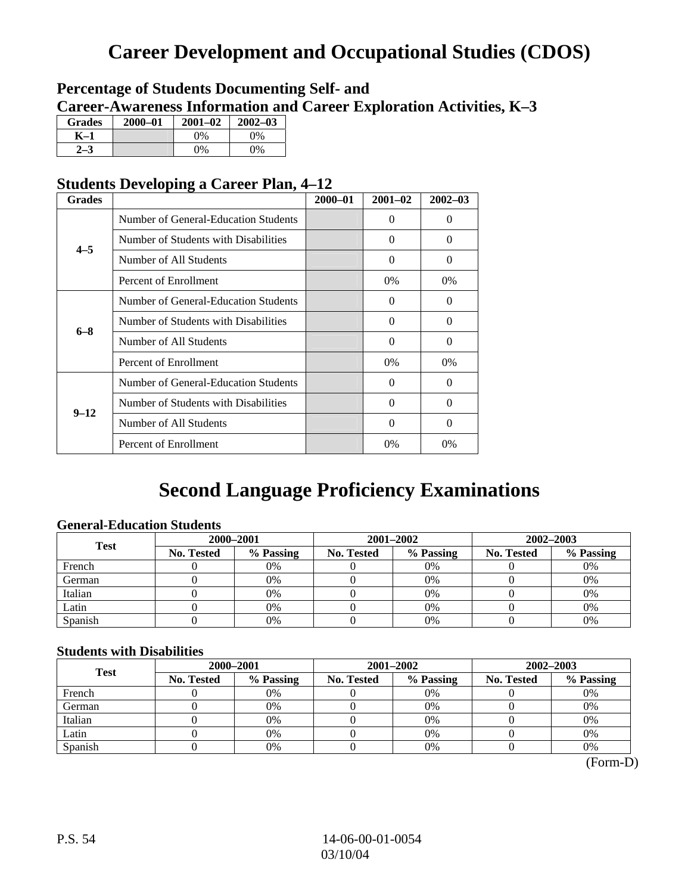# Career Development and Occupational Studies (CDOS)

### Percentage of Students Documenting Self- and Career-Awareness Information and Career Exploration Activities, K–3

| Grades | 2000–01 | 2001–02 | 2002–03 |
|---|---|---|---|
| K–1 | | 0% | 0% |
| 2–3 | | 0% | 0% |

### Students Developing a Career Plan, 4–12

| Grades | | 2000–01 | 2001–02 | 2002–03 |
|---|---|---|---|---|
| 4–5 | Number of General-Education Students | | 0 | 0 |
| | Number of Students with Disabilities | | 0 | 0 |
| | Number of All Students | | 0 | 0 |
| | Percent of Enrollment | | 0% | 0% |
| 6–8 | Number of General-Education Students | | 0 | 0 |
| | Number of Students with Disabilities | | 0 | 0 |
| | Number of All Students | | 0 | 0 |
| | Percent of Enrollment | | 0% | 0% |
| 9–12 | Number of General-Education Students | | 0 | 0 |
| | Number of Students with Disabilities | | 0 | 0 |
| | Number of All Students | | 0 | 0 |
| | Percent of Enrollment | | 0% | 0% |

# Second Language Proficiency Examinations

### General-Education Students

| Test | 2000–2001 | | 2001–2002 | | 2002–2003 | |
|---|---|---|---|---|---|---|
| | No. Tested | % Passing | No. Tested | % Passing | No. Tested | % Passing |
| French | 0 | 0% | 0 | 0% | 0 | 0% |
| German | 0 | 0% | 0 | 0% | 0 | 0% |
| Italian | 0 | 0% | 0 | 0% | 0 | 0% |
| Latin | 0 | 0% | 0 | 0% | 0 | 0% |
| Spanish | 0 | 0% | 0 | 0% | 0 | 0% |

### Students with Disabilities

| Test | 2000–2001 | | 2001–2002 | | 2002–2003 | |
|---|---|---|---|---|---|---|
| | No. Tested | % Passing | No. Tested | % Passing | No. Tested | % Passing |
| French | 0 | 0% | 0 | 0% | 0 | 0% |
| German | 0 | 0% | 0 | 0% | 0 | 0% |
| Italian | 0 | 0% | 0 | 0% | 0 | 0% |
| Latin | 0 | 0% | 0 | 0% | 0 | 0% |
| Spanish | 0 | 0% | 0 | 0% | 0 | 0% |

(Form-D)